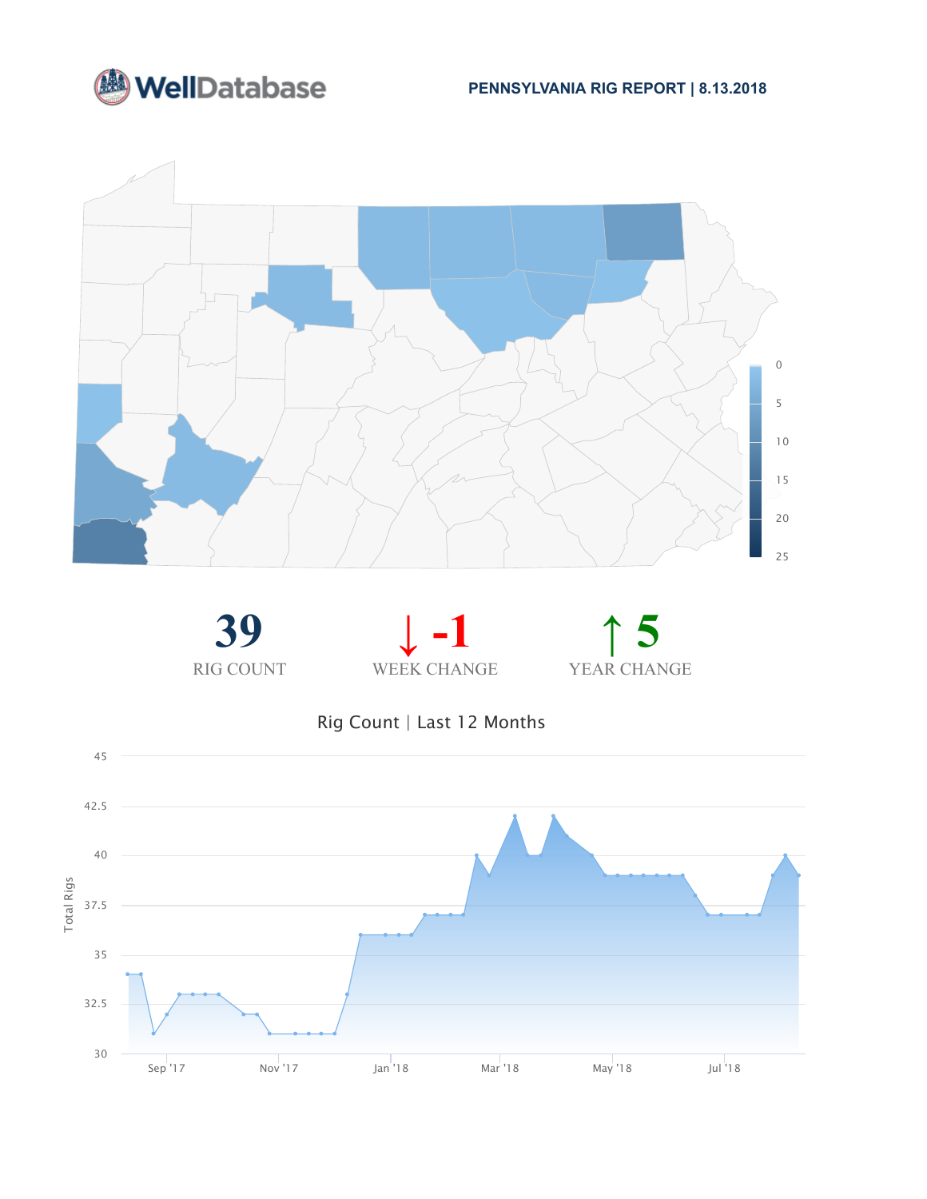WellDatabase

**PENNSYLVANIA RIG REPORT | 8.13.2018**

**39**
RIG COUNT

**↓ -1**
WEEK CHANGE

**↑ 5**
YEAR CHANGE

Rig Count | Last 12 Months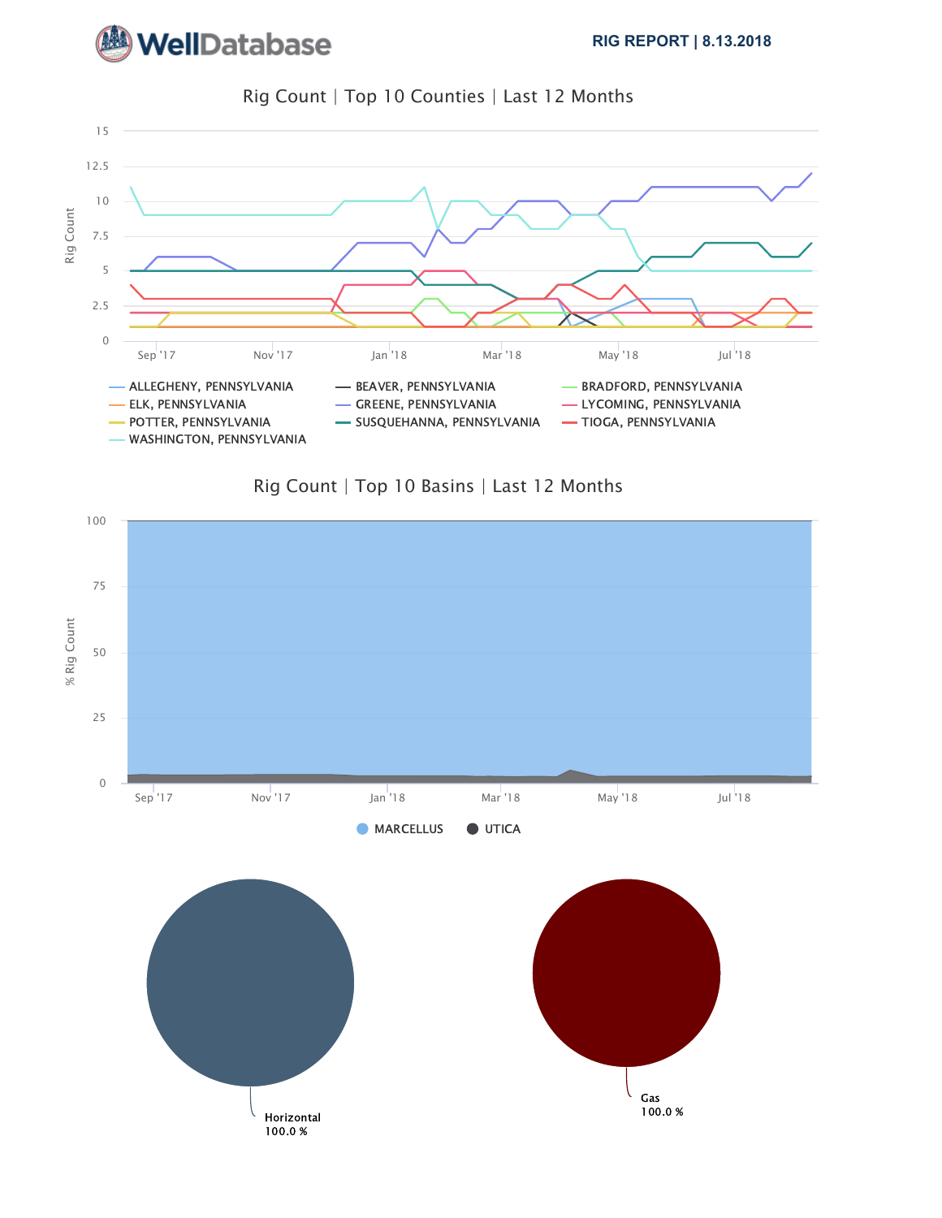Rig Count | Top 10 Counties | Last 12 Months

Rig Count

ALLEGHENY, PENNSYLVANIA
BEAVER, PENNSYLVANIA
BRADFORD, PENNSYLVANIA
ELK, PENNSYLVANIA
GREENE, PENNSYLVANIA
LYCOMING, PENNSYLVANIA
POTTER, PENNSYLVANIA
SUSQUEHANNA, PENNSYLVANIA
TIOGA, PENNSYLVANIA
WASHINGTON, PENNSYLVANIA

Rig Count | Top 10 Basins | Last 12 Months

% Rig Count

MARCELLUS
UTICA

Horizontal
100.0 %

Gas
100.0 %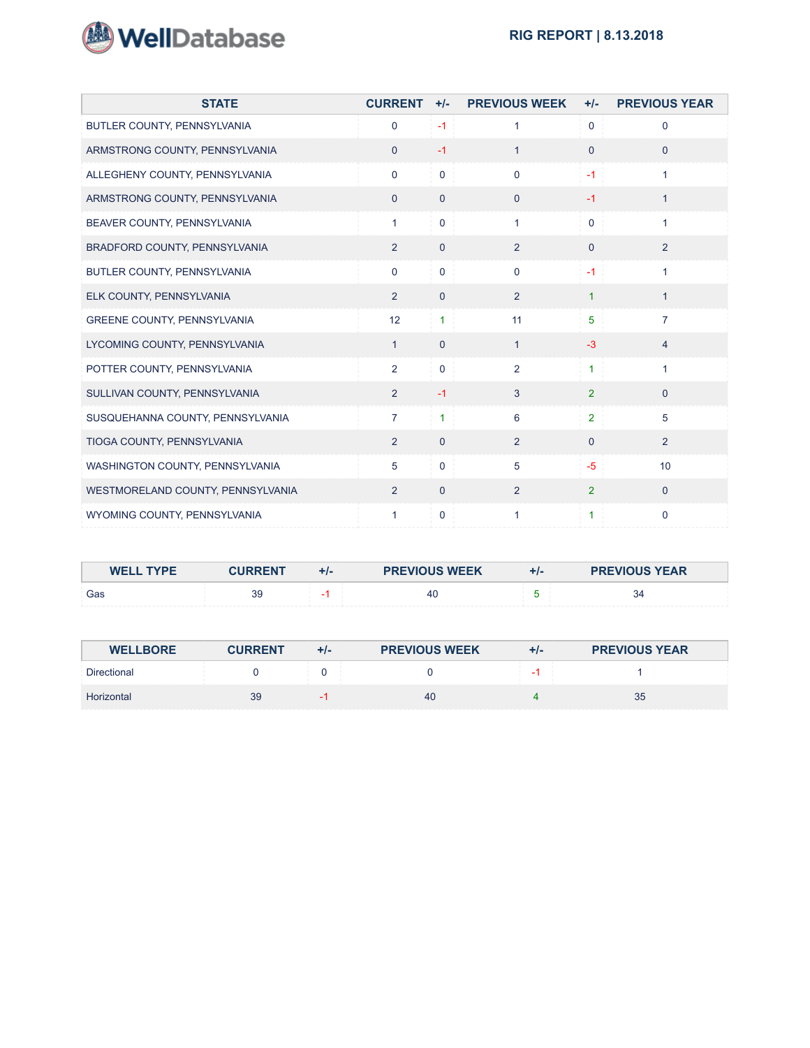| STATE | CURRENT | +/- | PREVIOUS WEEK | +/- | PREVIOUS YEAR |
|---|---|---|---|---|---|
| BUTLER COUNTY, PENNSYLVANIA | 0 | -1 | 1 | 0 | 0 |
| ARMSTRONG COUNTY, PENNSYLVANIA | 0 | -1 | 1 | 0 | 0 |
| ALLEGHENY COUNTY, PENNSYLVANIA | 0 | 0 | 0 | -1 | 1 |
| ARMSTRONG COUNTY, PENNSYLVANIA | 0 | 0 | 0 | -1 | 1 |
| BEAVER COUNTY, PENNSYLVANIA | 1 | 0 | 1 | 0 | 1 |
| BRADFORD COUNTY, PENNSYLVANIA | 2 | 0 | 2 | 0 | 2 |
| BUTLER COUNTY, PENNSYLVANIA | 0 | 0 | 0 | -1 | 1 |
| ELK COUNTY, PENNSYLVANIA | 2 | 0 | 2 | 1 | 1 |
| GREENE COUNTY, PENNSYLVANIA | 12 | 1 | 11 | 5 | 7 |
| LYCOMING COUNTY, PENNSYLVANIA | 1 | 0 | 1 | -3 | 4 |
| POTTER COUNTY, PENNSYLVANIA | 2 | 0 | 2 | 1 | 1 |
| SULLIVAN COUNTY, PENNSYLVANIA | 2 | -1 | 3 | 2 | 0 |
| SUSQUEHANNA COUNTY, PENNSYLVANIA | 7 | 1 | 6 | 2 | 5 |
| TIOGA COUNTY, PENNSYLVANIA | 2 | 0 | 2 | 0 | 2 |
| WASHINGTON COUNTY, PENNSYLVANIA | 5 | 0 | 5 | -5 | 10 |
| WESTMORELAND COUNTY, PENNSYLVANIA | 2 | 0 | 2 | 2 | 0 |
| WYOMING COUNTY, PENNSYLVANIA | 1 | 0 | 1 | 1 | 0 |

| WELL TYPE | CURRENT | +/- | PREVIOUS WEEK | +/- | PREVIOUS YEAR |
|---|---|---|---|---|---|
| Gas | 39 | -1 | 40 | 5 | 34 |

| WELLBORE | CURRENT | +/- | PREVIOUS WEEK | +/- | PREVIOUS YEAR |
|---|---|---|---|---|---|
| Directional | 0 | 0 | 0 | -1 | 1 |
| Horizontal | 39 | -1 | 40 | 4 | 35 |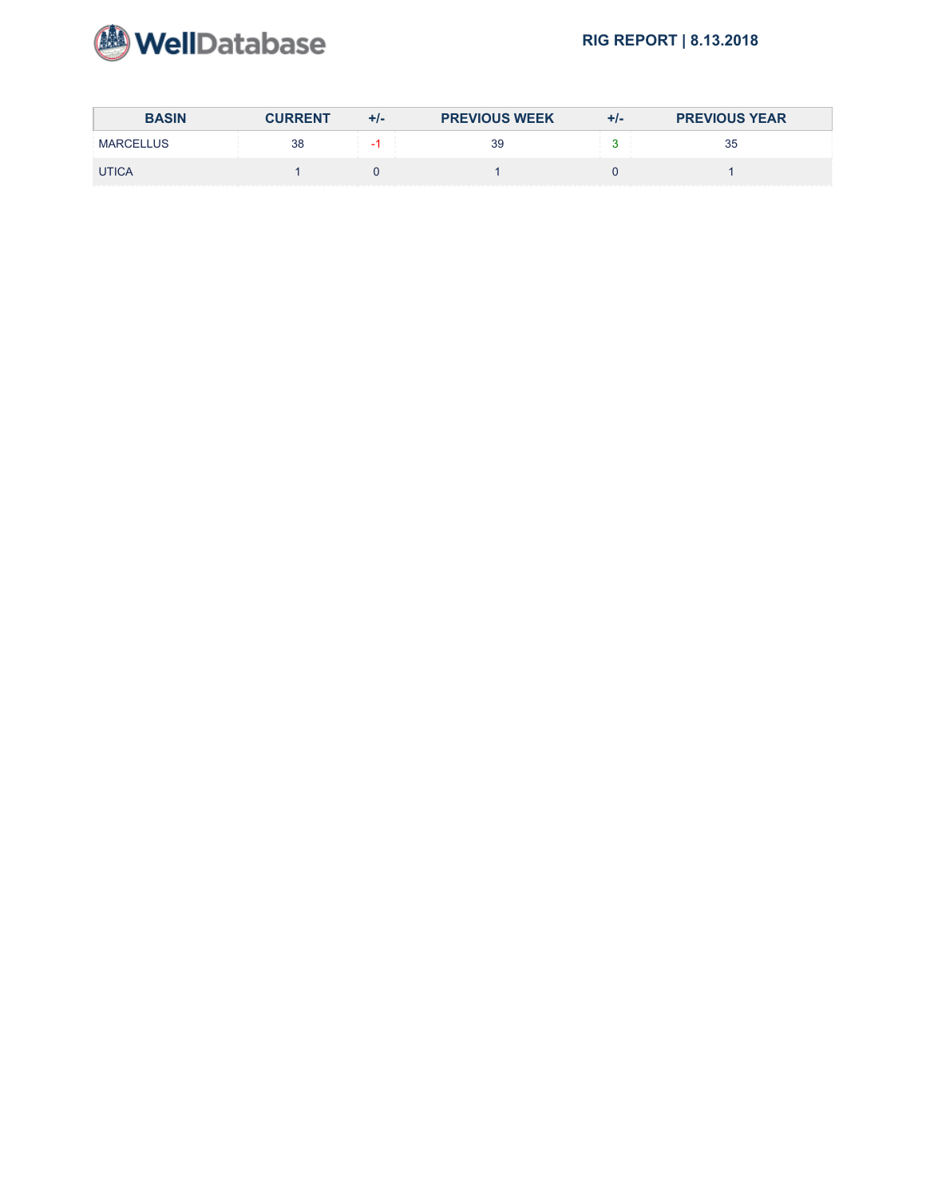WellDatabase

**RIG REPORT | 8.13.2018**

| BASIN | CURRENT | +/- | PREVIOUS WEEK | +/- | PREVIOUS YEAR |
|---|---|---|---|---|---|
| MARCELLUS | 38 | -1 | 39 | 3 | 35 |
| UTICA | 1 | 0 | 1 | 0 | 1 |